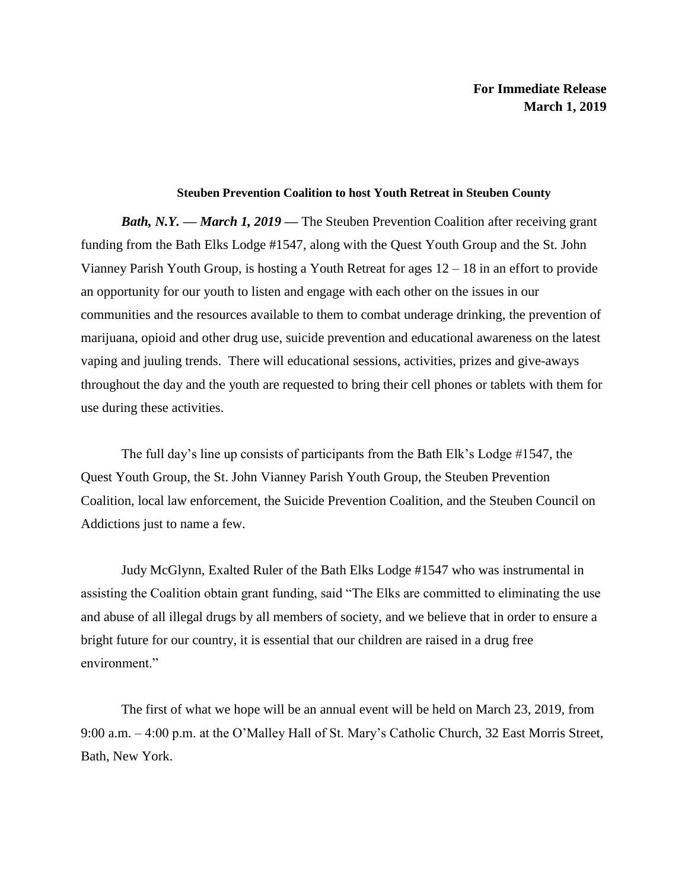**For Immediate Release**
**March 1, 2019**

**Steuben Prevention Coalition to host Youth Retreat in Steuben County**

***Bath, N.Y. — March 1, 2019 —*** The Steuben Prevention Coalition after receiving grant funding from the Bath Elks Lodge #1547, along with the Quest Youth Group and the St. John Vianney Parish Youth Group, is hosting a Youth Retreat for ages 12 – 18 in an effort to provide an opportunity for our youth to listen and engage with each other on the issues in our communities and the resources available to them to combat underage drinking, the prevention of marijuana, opioid and other drug use, suicide prevention and educational awareness on the latest vaping and juuling trends. There will educational sessions, activities, prizes and give-aways throughout the day and the youth are requested to bring their cell phones or tablets with them for use during these activities.

The full day's line up consists of participants from the Bath Elk's Lodge #1547, the Quest Youth Group, the St. John Vianney Parish Youth Group, the Steuben Prevention Coalition, local law enforcement, the Suicide Prevention Coalition, and the Steuben Council on Addictions just to name a few.

Judy McGlynn, Exalted Ruler of the Bath Elks Lodge #1547 who was instrumental in assisting the Coalition obtain grant funding, said "The Elks are committed to eliminating the use and abuse of all illegal drugs by all members of society, and we believe that in order to ensure a bright future for our country, it is essential that our children are raised in a drug free environment."

The first of what we hope will be an annual event will be held on March 23, 2019, from 9:00 a.m. – 4:00 p.m. at the O'Malley Hall of St. Mary's Catholic Church, 32 East Morris Street, Bath, New York.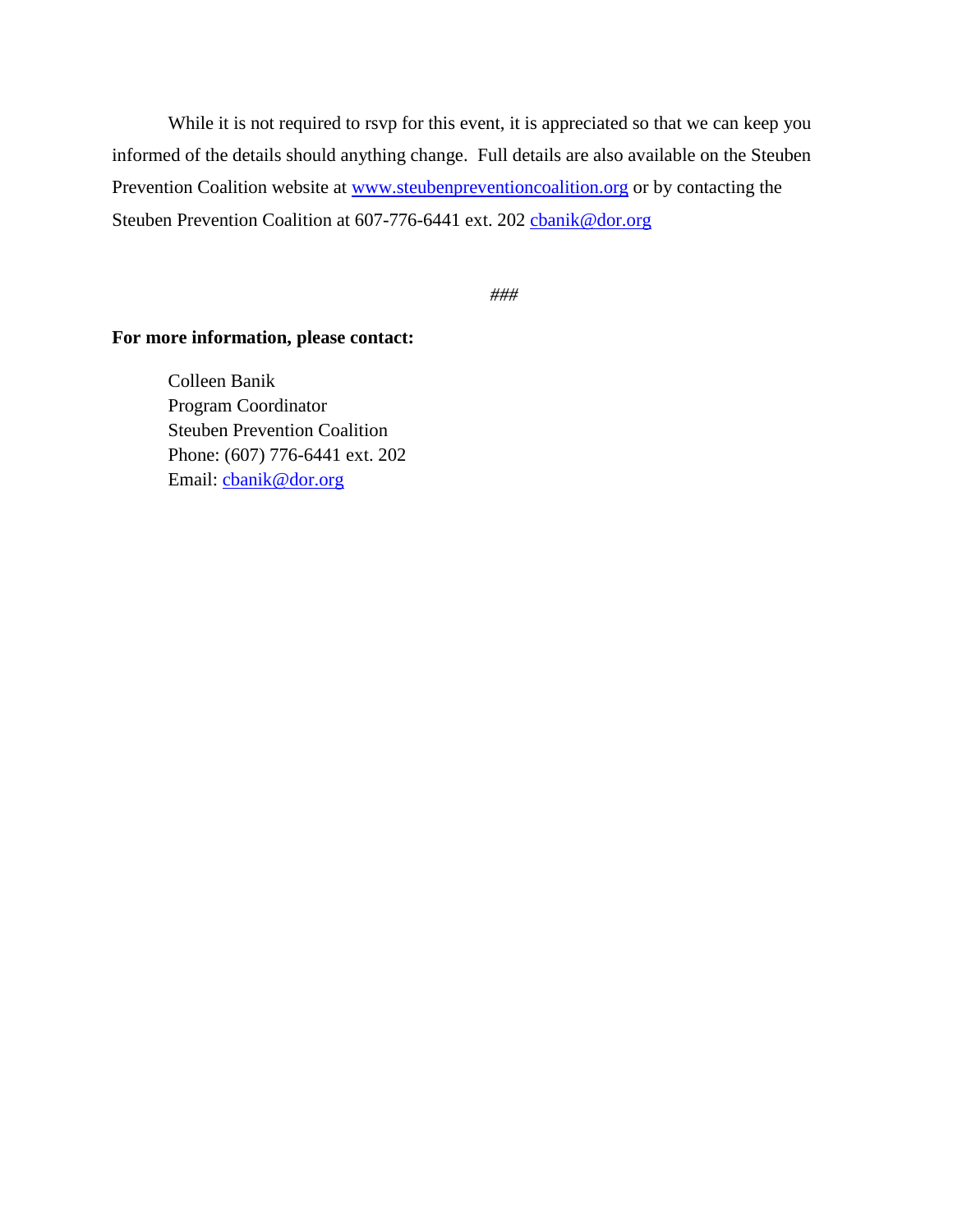While it is not required to rsvp for this event, it is appreciated so that we can keep you informed of the details should anything change. Full details are also available on the Steuben Prevention Coalition website at www.steubenpreventioncoalition.org or by contacting the Steuben Prevention Coalition at 607-776-6441 ext. 202 cbanik@dor.org

###

**For more information, please contact:**

Colleen Banik
Program Coordinator
Steuben Prevention Coalition
Phone: (607) 776-6441 ext. 202
Email: cbanik@dor.org